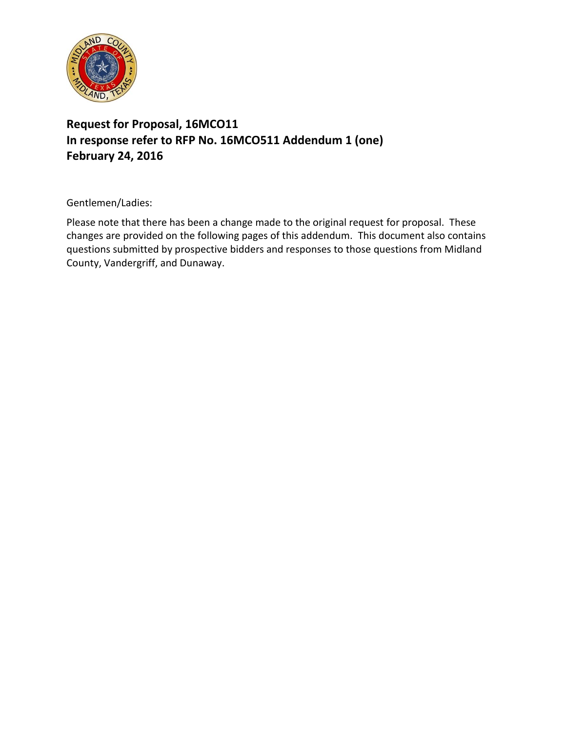**Request for Proposal, 16MCO11**
**In response refer to RFP No. 16MCO511 Addendum 1 (one)**
**February 24, 2016**

Gentlemen/Ladies:

Please note that there has been a change made to the original request for proposal. These changes are provided on the following pages of this addendum. This document also contains questions submitted by prospective bidders and responses to those questions from Midland County, Vandergriff, and Dunaway.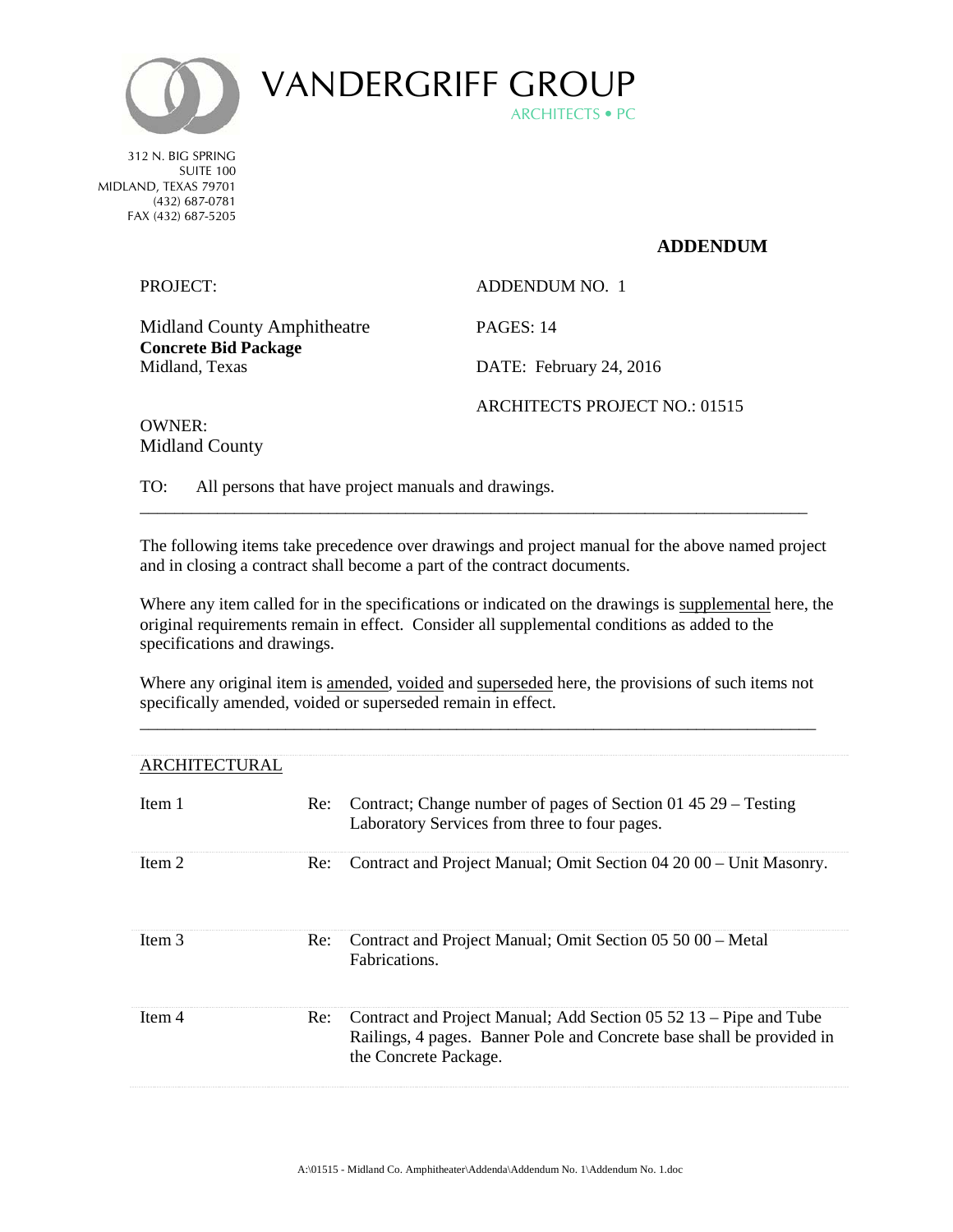# VANDERGRIFF GROUP

ARCHITECTS • PC

312 N. BIG SPRING
SUITE 100
MIDLAND, TEXAS 79701
(432) 687-0781
FAX (432) 687-5205

## ADDENDUM

PROJECT:

Midland County Amphitheatre
**Concrete Bid Package**
Midland, Texas

ADDENDUM NO. 1

PAGES: 14

DATE: February 24, 2016

ARCHITECTS PROJECT NO.: 01515

OWNER:
Midland County

TO: All persons that have project manuals and drawings.

---

The following items take precedence over drawings and project manual for the above named project and in closing a contract shall become a part of the contract documents.

Where any item called for in the specifications or indicated on the drawings is supplemental here, the original requirements remain in effect. Consider all supplemental conditions as added to the specifications and drawings.

Where any original item is amended, voided and superseded here, the provisions of such items not specifically amended, voided or superseded remain in effect.

---

ARCHITECTURAL

| | | |
|---|---|---|
| Item 1 | Re: | Contract; Change number of pages of Section 01 45 29 – Testing Laboratory Services from three to four pages. |
| Item 2 | Re: | Contract and Project Manual; Omit Section 04 20 00 – Unit Masonry. |
| Item 3 | Re: | Contract and Project Manual; Omit Section 05 50 00 – Metal Fabrications. |
| Item 4 | Re: | Contract and Project Manual; Add Section 05 52 13 – Pipe and Tube Railings, 4 pages. Banner Pole and Concrete base shall be provided in the Concrete Package. |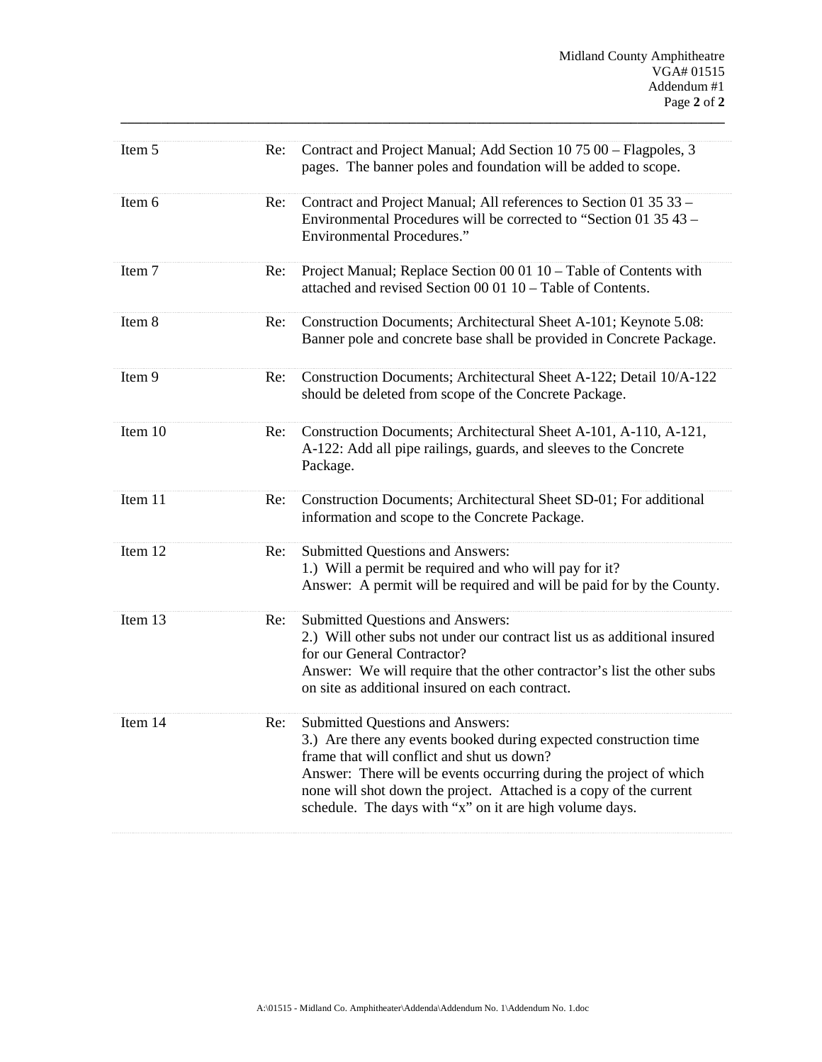| Item | Re: | Description |
|---|---|---|
| Item 5 | Re: | Contract and Project Manual; Add Section 10 75 00 – Flagpoles, 3 pages. The banner poles and foundation will be added to scope. |
| Item 6 | Re: | Contract and Project Manual; All references to Section 01 35 33 – Environmental Procedures will be corrected to "Section 01 35 43 – Environmental Procedures." |
| Item 7 | Re: | Project Manual; Replace Section 00 01 10 – Table of Contents with attached and revised Section 00 01 10 – Table of Contents. |
| Item 8 | Re: | Construction Documents; Architectural Sheet A-101; Keynote 5.08: Banner pole and concrete base shall be provided in Concrete Package. |
| Item 9 | Re: | Construction Documents; Architectural Sheet A-122; Detail 10/A-122 should be deleted from scope of the Concrete Package. |
| Item 10 | Re: | Construction Documents; Architectural Sheet A-101, A-110, A-121, A-122: Add all pipe railings, guards, and sleeves to the Concrete Package. |
| Item 11 | Re: | Construction Documents; Architectural Sheet SD-01; For additional information and scope to the Concrete Package. |
| Item 12 | Re: | Submitted Questions and Answers:<br>1.) Will a permit be required and who will pay for it?<br>Answer: A permit will be required and will be paid for by the County. |
| Item 13 | Re: | Submitted Questions and Answers:<br>2.) Will other subs not under our contract list us as additional insured for our General Contractor?<br>Answer: We will require that the other contractor's list the other subs on site as additional insured on each contract. |
| Item 14 | Re: | Submitted Questions and Answers:<br>3.) Are there any events booked during expected construction time frame that will conflict and shut us down?<br>Answer: There will be events occurring during the project of which none will shot down the project. Attached is a copy of the current schedule. The days with "x" on it are high volume days. |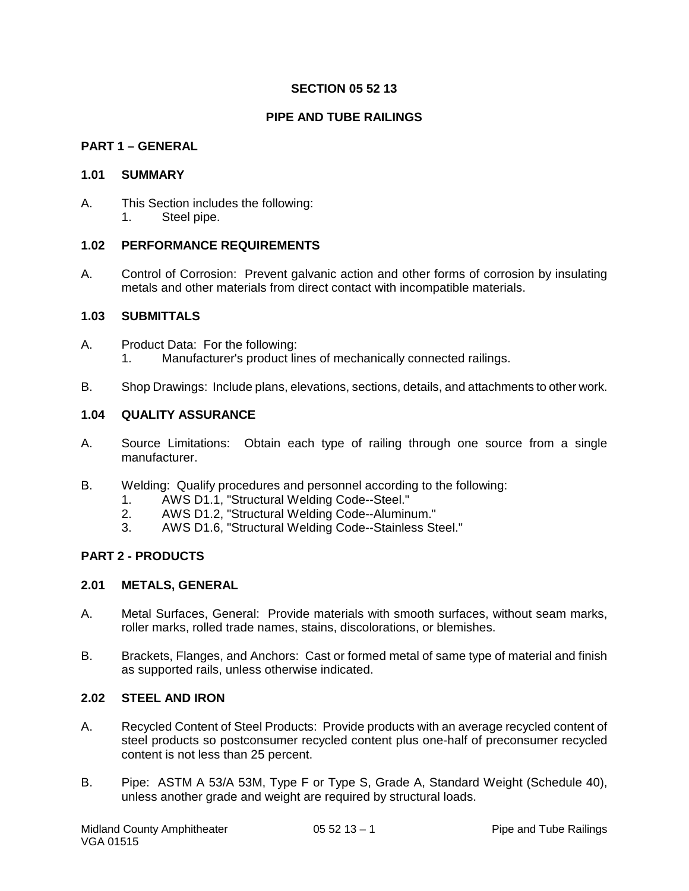# SECTION 05 52 13

# PIPE AND TUBE RAILINGS

## PART 1 – GENERAL

### 1.01 SUMMARY

A. This Section includes the following:
   1. Steel pipe.

### 1.02 PERFORMANCE REQUIREMENTS

A. Control of Corrosion: Prevent galvanic action and other forms of corrosion by insulating metals and other materials from direct contact with incompatible materials.

### 1.03 SUBMITTALS

A. Product Data: For the following:
   1. Manufacturer's product lines of mechanically connected railings.

B. Shop Drawings: Include plans, elevations, sections, details, and attachments to other work.

### 1.04 QUALITY ASSURANCE

A. Source Limitations: Obtain each type of railing through one source from a single manufacturer.

B. Welding: Qualify procedures and personnel according to the following:
   1. AWS D1.1, "Structural Welding Code--Steel."
   2. AWS D1.2, "Structural Welding Code--Aluminum."
   3. AWS D1.6, "Structural Welding Code--Stainless Steel."

## PART 2 - PRODUCTS

### 2.01 METALS, GENERAL

A. Metal Surfaces, General: Provide materials with smooth surfaces, without seam marks, roller marks, rolled trade names, stains, discolorations, or blemishes.

B. Brackets, Flanges, and Anchors: Cast or formed metal of same type of material and finish as supported rails, unless otherwise indicated.

### 2.02 STEEL AND IRON

A. Recycled Content of Steel Products: Provide products with an average recycled content of steel products so postconsumer recycled content plus one-half of preconsumer recycled content is not less than 25 percent.

B. Pipe: ASTM A 53/A 53M, Type F or Type S, Grade A, Standard Weight (Schedule 40), unless another grade and weight are required by structural loads.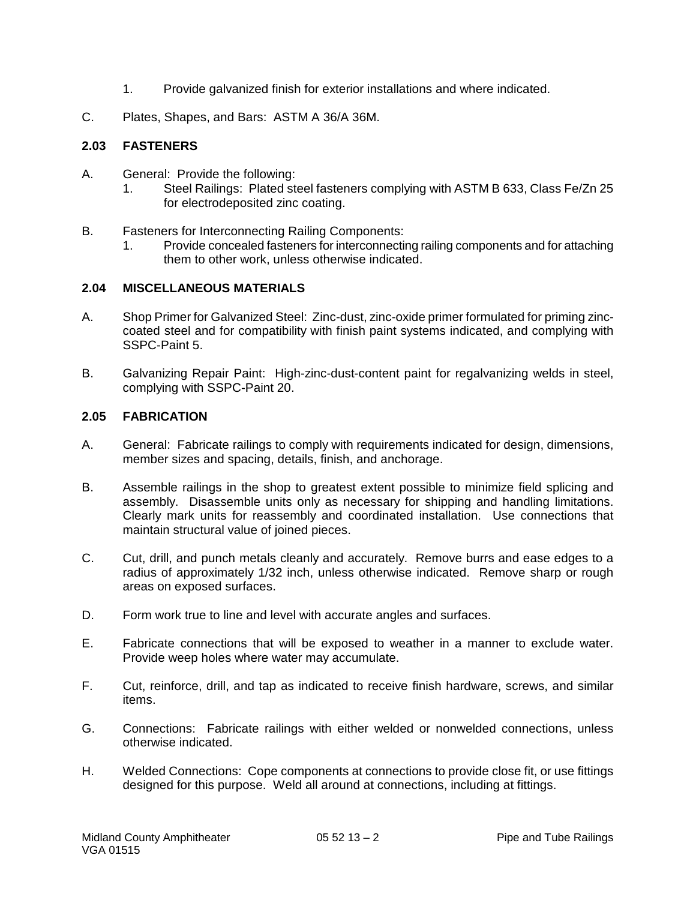1. Provide galvanized finish for exterior installations and where indicated.

C. Plates, Shapes, and Bars: ASTM A 36/A 36M.

### 2.03 FASTENERS

A. General: Provide the following:
   1. Steel Railings: Plated steel fasteners complying with ASTM B 633, Class Fe/Zn 25 for electrodeposited zinc coating.

B. Fasteners for Interconnecting Railing Components:
   1. Provide concealed fasteners for interconnecting railing components and for attaching them to other work, unless otherwise indicated.

### 2.04 MISCELLANEOUS MATERIALS

A. Shop Primer for Galvanized Steel: Zinc-dust, zinc-oxide primer formulated for priming zinc-coated steel and for compatibility with finish paint systems indicated, and complying with SSPC-Paint 5.

B. Galvanizing Repair Paint: High-zinc-dust-content paint for regalvanizing welds in steel, complying with SSPC-Paint 20.

### 2.05 FABRICATION

A. General: Fabricate railings to comply with requirements indicated for design, dimensions, member sizes and spacing, details, finish, and anchorage.

B. Assemble railings in the shop to greatest extent possible to minimize field splicing and assembly. Disassemble units only as necessary for shipping and handling limitations. Clearly mark units for reassembly and coordinated installation. Use connections that maintain structural value of joined pieces.

C. Cut, drill, and punch metals cleanly and accurately. Remove burrs and ease edges to a radius of approximately 1/32 inch, unless otherwise indicated. Remove sharp or rough areas on exposed surfaces.

D. Form work true to line and level with accurate angles and surfaces.

E. Fabricate connections that will be exposed to weather in a manner to exclude water. Provide weep holes where water may accumulate.

F. Cut, reinforce, drill, and tap as indicated to receive finish hardware, screws, and similar items.

G. Connections: Fabricate railings with either welded or nonwelded connections, unless otherwise indicated.

H. Welded Connections: Cope components at connections to provide close fit, or use fittings designed for this purpose. Weld all around at connections, including at fittings.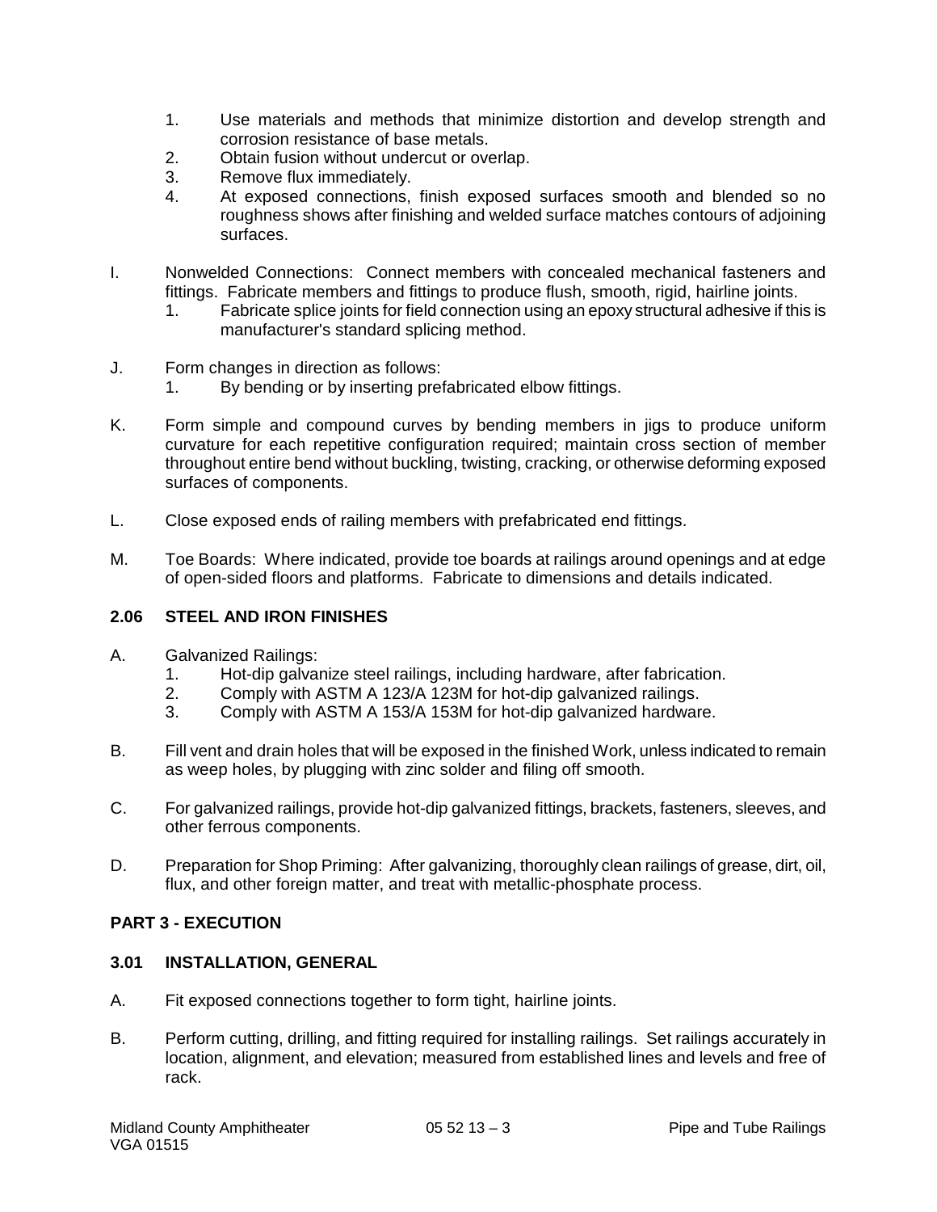1. Use materials and methods that minimize distortion and develop strength and corrosion resistance of base metals.
2. Obtain fusion without undercut or overlap.
3. Remove flux immediately.
4. At exposed connections, finish exposed surfaces smooth and blended so no roughness shows after finishing and welded surface matches contours of adjoining surfaces.

I. Nonwelded Connections: Connect members with concealed mechanical fasteners and fittings. Fabricate members and fittings to produce flush, smooth, rigid, hairline joints.
   1. Fabricate splice joints for field connection using an epoxy structural adhesive if this is manufacturer's standard splicing method.

J. Form changes in direction as follows:
   1. By bending or by inserting prefabricated elbow fittings.

K. Form simple and compound curves by bending members in jigs to produce uniform curvature for each repetitive configuration required; maintain cross section of member throughout entire bend without buckling, twisting, cracking, or otherwise deforming exposed surfaces of components.

L. Close exposed ends of railing members with prefabricated end fittings.

M. Toe Boards: Where indicated, provide toe boards at railings around openings and at edge of open-sided floors and platforms. Fabricate to dimensions and details indicated.

### 2.06 STEEL AND IRON FINISHES

A. Galvanized Railings:
   1. Hot-dip galvanize steel railings, including hardware, after fabrication.
   2. Comply with ASTM A 123/A 123M for hot-dip galvanized railings.
   3. Comply with ASTM A 153/A 153M for hot-dip galvanized hardware.

B. Fill vent and drain holes that will be exposed in the finished Work, unless indicated to remain as weep holes, by plugging with zinc solder and filing off smooth.

C. For galvanized railings, provide hot-dip galvanized fittings, brackets, fasteners, sleeves, and other ferrous components.

D. Preparation for Shop Priming: After galvanizing, thoroughly clean railings of grease, dirt, oil, flux, and other foreign matter, and treat with metallic-phosphate process.

## PART 3 - EXECUTION

### 3.01 INSTALLATION, GENERAL

A. Fit exposed connections together to form tight, hairline joints.

B. Perform cutting, drilling, and fitting required for installing railings. Set railings accurately in location, alignment, and elevation; measured from established lines and levels and free of rack.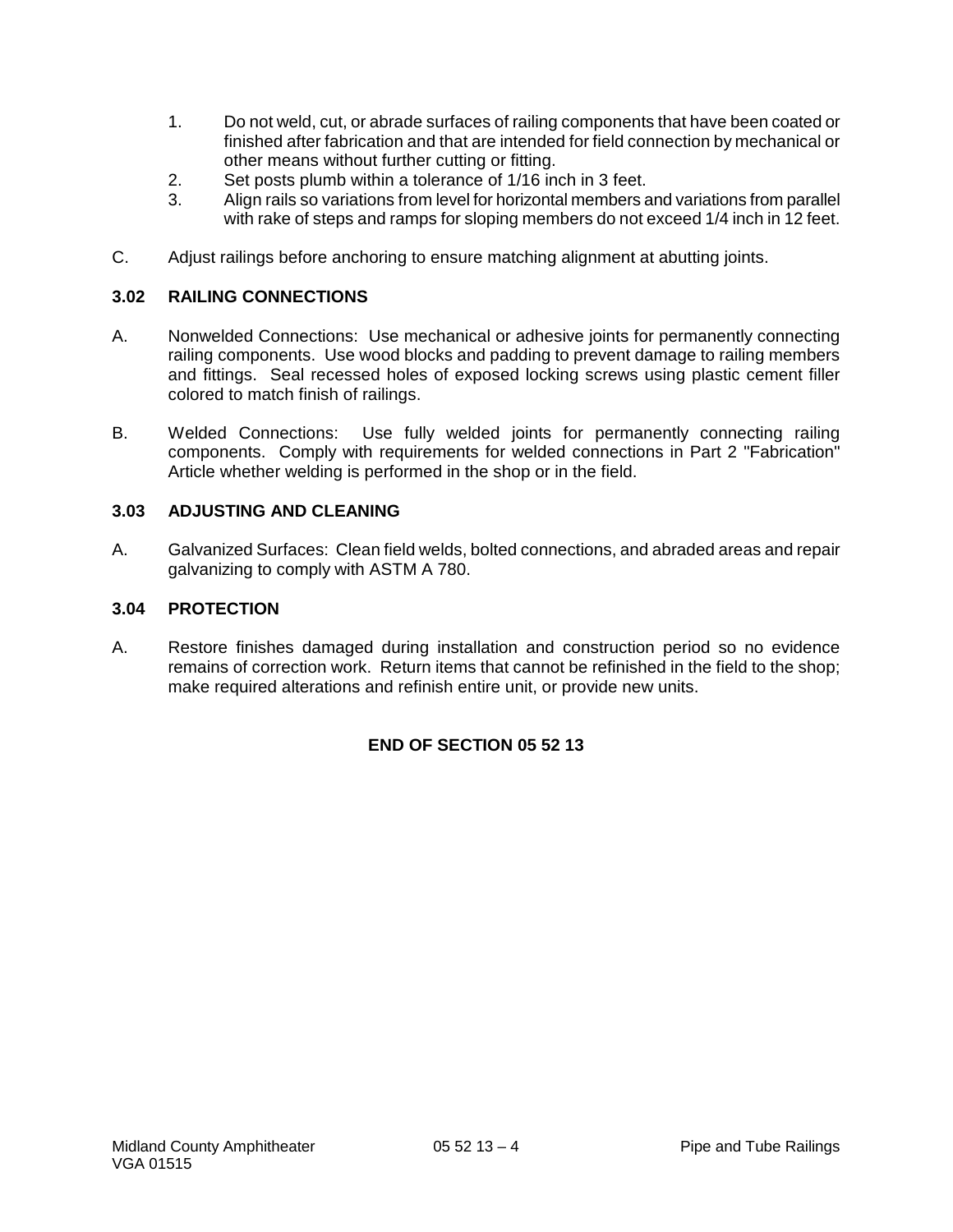1. Do not weld, cut, or abrade surfaces of railing components that have been coated or finished after fabrication and that are intended for field connection by mechanical or other means without further cutting or fitting.
2. Set posts plumb within a tolerance of 1/16 inch in 3 feet.
3. Align rails so variations from level for horizontal members and variations from parallel with rake of steps and ramps for sloping members do not exceed 1/4 inch in 12 feet.

C. Adjust railings before anchoring to ensure matching alignment at abutting joints.

## 3.02 RAILING CONNECTIONS

A. Nonwelded Connections: Use mechanical or adhesive joints for permanently connecting railing components. Use wood blocks and padding to prevent damage to railing members and fittings. Seal recessed holes of exposed locking screws using plastic cement filler colored to match finish of railings.

B. Welded Connections: Use fully welded joints for permanently connecting railing components. Comply with requirements for welded connections in Part 2 "Fabrication" Article whether welding is performed in the shop or in the field.

## 3.03 ADJUSTING AND CLEANING

A. Galvanized Surfaces: Clean field welds, bolted connections, and abraded areas and repair galvanizing to comply with ASTM A 780.

## 3.04 PROTECTION

A. Restore finishes damaged during installation and construction period so no evidence remains of correction work. Return items that cannot be refinished in the field to the shop; make required alterations and refinish entire unit, or provide new units.

**END OF SECTION 05 52 13**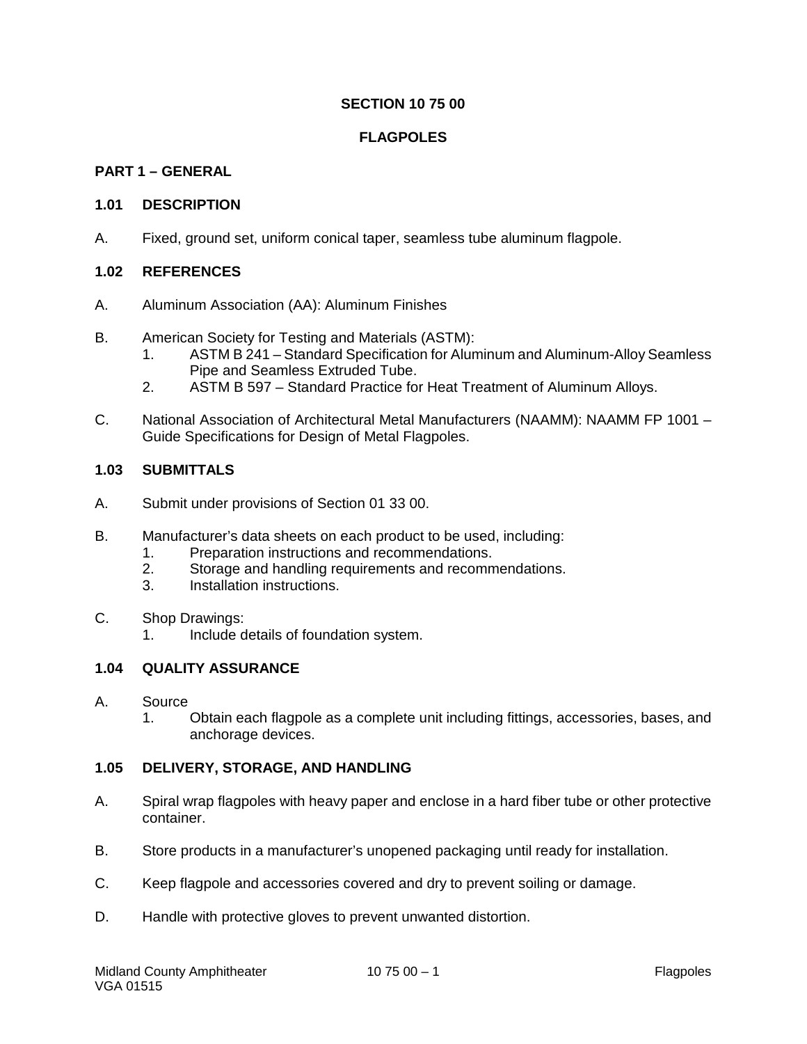# SECTION 10 75 00

# FLAGPOLES

## PART 1 – GENERAL

### 1.01 DESCRIPTION

A. Fixed, ground set, uniform conical taper, seamless tube aluminum flagpole.

### 1.02 REFERENCES

A. Aluminum Association (AA): Aluminum Finishes

B. American Society for Testing and Materials (ASTM):
   1. ASTM B 241 – Standard Specification for Aluminum and Aluminum-Alloy Seamless Pipe and Seamless Extruded Tube.
   2. ASTM B 597 – Standard Practice for Heat Treatment of Aluminum Alloys.

C. National Association of Architectural Metal Manufacturers (NAAMM): NAAMM FP 1001 – Guide Specifications for Design of Metal Flagpoles.

### 1.03 SUBMITTALS

A. Submit under provisions of Section 01 33 00.

B. Manufacturer's data sheets on each product to be used, including:
   1. Preparation instructions and recommendations.
   2. Storage and handling requirements and recommendations.
   3. Installation instructions.

C. Shop Drawings:
   1. Include details of foundation system.

### 1.04 QUALITY ASSURANCE

A. Source
   1. Obtain each flagpole as a complete unit including fittings, accessories, bases, and anchorage devices.

### 1.05 DELIVERY, STORAGE, AND HANDLING

A. Spiral wrap flagpoles with heavy paper and enclose in a hard fiber tube or other protective container.

B. Store products in a manufacturer's unopened packaging until ready for installation.

C. Keep flagpole and accessories covered and dry to prevent soiling or damage.

D. Handle with protective gloves to prevent unwanted distortion.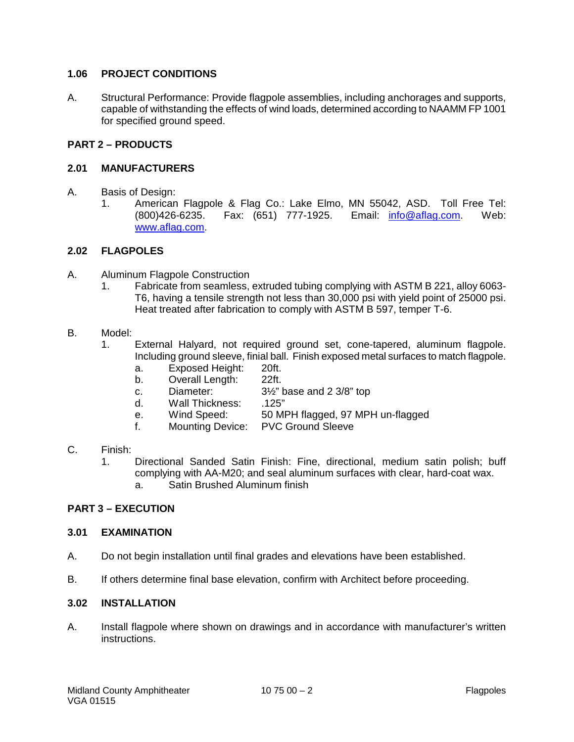### 1.06 PROJECT CONDITIONS

A. Structural Performance: Provide flagpole assemblies, including anchorages and supports, capable of withstanding the effects of wind loads, determined according to NAAMM FP 1001 for specified ground speed.

## PART 2 – PRODUCTS

### 2.01 MANUFACTURERS

A. Basis of Design:
   1. American Flagpole & Flag Co.: Lake Elmo, MN 55042, ASD. Toll Free Tel: (800)426-6235. Fax: (651) 777-1925. Email: info@aflag.com. Web: www.aflag.com.

### 2.02 FLAGPOLES

A. Aluminum Flagpole Construction
   1. Fabricate from seamless, extruded tubing complying with ASTM B 221, alloy 6063-T6, having a tensile strength not less than 30,000 psi with yield point of 25000 psi. Heat treated after fabrication to comply with ASTM B 597, temper T-6.

B. Model:
   1. External Halyard, not required ground set, cone-tapered, aluminum flagpole. Including ground sleeve, finial ball. Finish exposed metal surfaces to match flagpole.
      a. Exposed Height: 20ft.
      b. Overall Length: 22ft.
      c. Diameter: 3½" base and 2 3/8" top
      d. Wall Thickness: .125"
      e. Wind Speed: 50 MPH flagged, 97 MPH un-flagged
      f. Mounting Device: PVC Ground Sleeve

C. Finish:
   1. Directional Sanded Satin Finish: Fine, directional, medium satin polish; buff complying with AA-M20; and seal aluminum surfaces with clear, hard-coat wax.
      a. Satin Brushed Aluminum finish

## PART 3 – EXECUTION

### 3.01 EXAMINATION

A. Do not begin installation until final grades and elevations have been established.

B. If others determine final base elevation, confirm with Architect before proceeding.

### 3.02 INSTALLATION

A. Install flagpole where shown on drawings and in accordance with manufacturer's written instructions.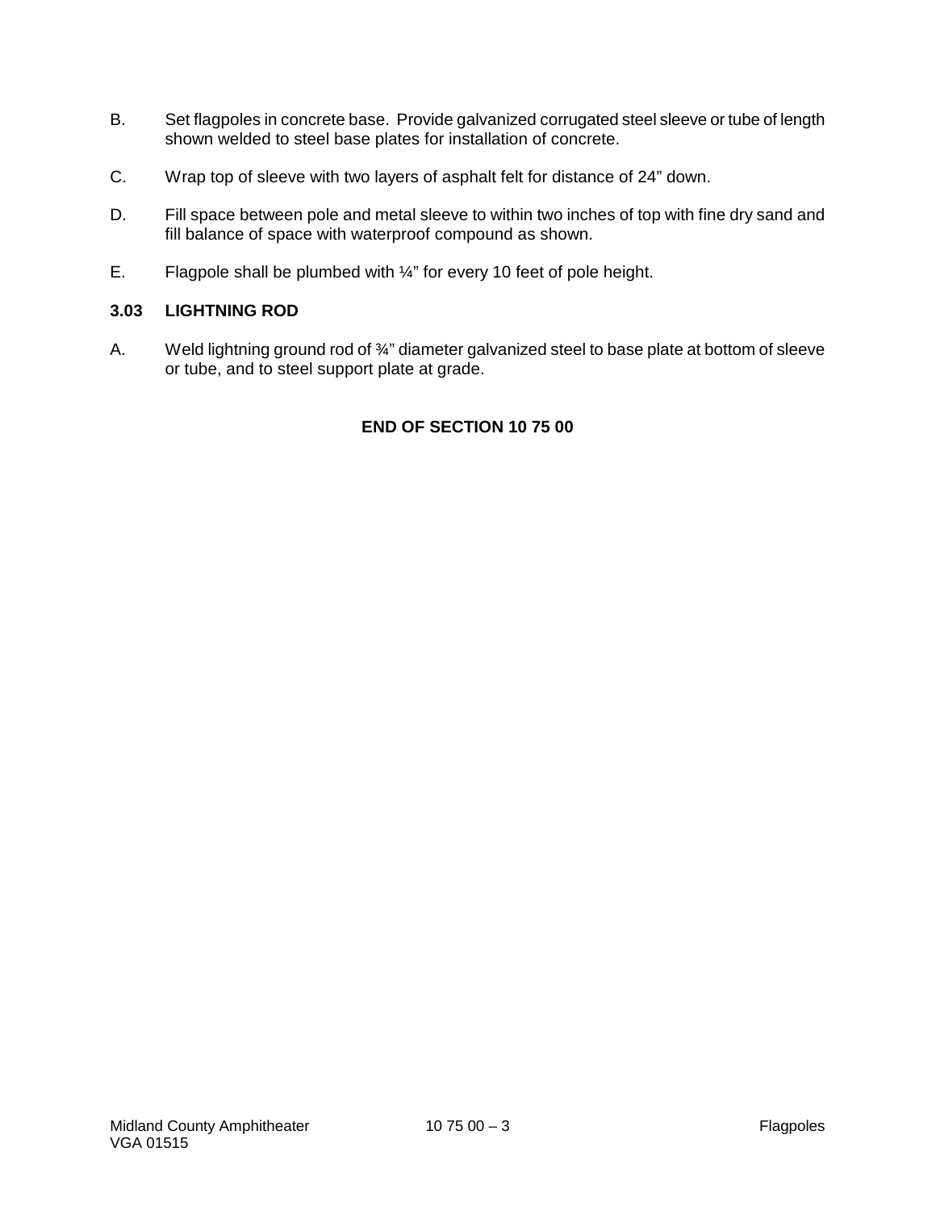B. Set flagpoles in concrete base. Provide galvanized corrugated steel sleeve or tube of length shown welded to steel base plates for installation of concrete.

C. Wrap top of sleeve with two layers of asphalt felt for distance of 24" down.

D. Fill space between pole and metal sleeve to within two inches of top with fine dry sand and fill balance of space with waterproof compound as shown.

E. Flagpole shall be plumbed with ¼" for every 10 feet of pole height.

### 3.03 LIGHTNING ROD

A. Weld lightning ground rod of ¾" diameter galvanized steel to base plate at bottom of sleeve or tube, and to steel support plate at grade.

**END OF SECTION 10 75 00**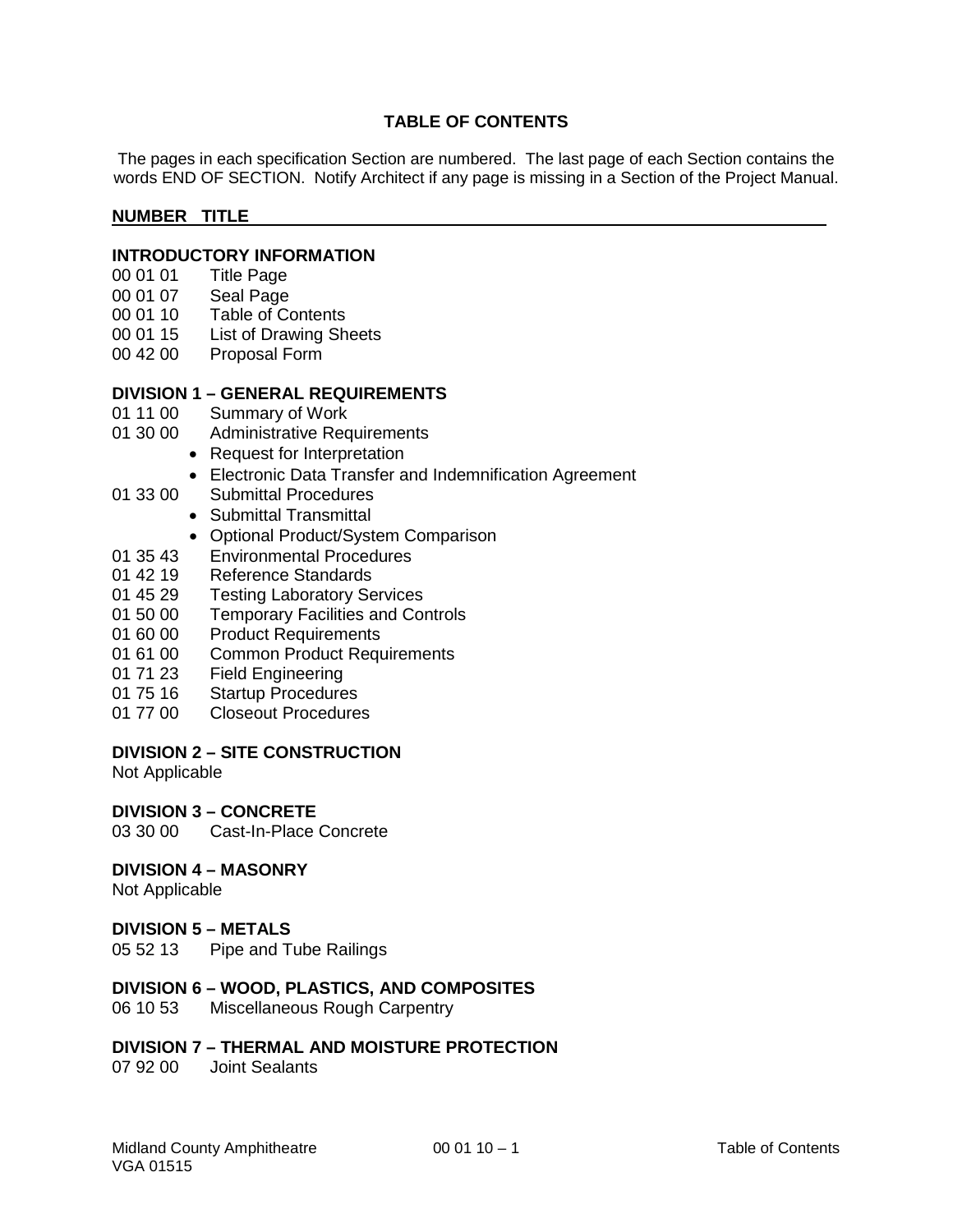# TABLE OF CONTENTS

The pages in each specification Section are numbered. The last page of each Section contains the words END OF SECTION. Notify Architect if any page is missing in a Section of the Project Manual.

**NUMBER TITLE**

**INTRODUCTORY INFORMATION**

00 01 01 Title Page
00 01 07 Seal Page
00 01 10 Table of Contents
00 01 15 List of Drawing Sheets
00 42 00 Proposal Form

**DIVISION 1 – GENERAL REQUIREMENTS**

01 11 00 Summary of Work
01 30 00 Administrative Requirements

- Request for Interpretation
- Electronic Data Transfer and Indemnification Agreement

01 33 00 Submittal Procedures

- Submittal Transmittal
- Optional Product/System Comparison

01 35 43 Environmental Procedures
01 42 19 Reference Standards
01 45 29 Testing Laboratory Services
01 50 00 Temporary Facilities and Controls
01 60 00 Product Requirements
01 61 00 Common Product Requirements
01 71 23 Field Engineering
01 75 16 Startup Procedures
01 77 00 Closeout Procedures

**DIVISION 2 – SITE CONSTRUCTION**

Not Applicable

**DIVISION 3 – CONCRETE**

03 30 00 Cast-In-Place Concrete

**DIVISION 4 – MASONRY**

Not Applicable

**DIVISION 5 – METALS**

05 52 13 Pipe and Tube Railings

**DIVISION 6 – WOOD, PLASTICS, AND COMPOSITES**

06 10 53 Miscellaneous Rough Carpentry

**DIVISION 7 – THERMAL AND MOISTURE PROTECTION**

07 92 00 Joint Sealants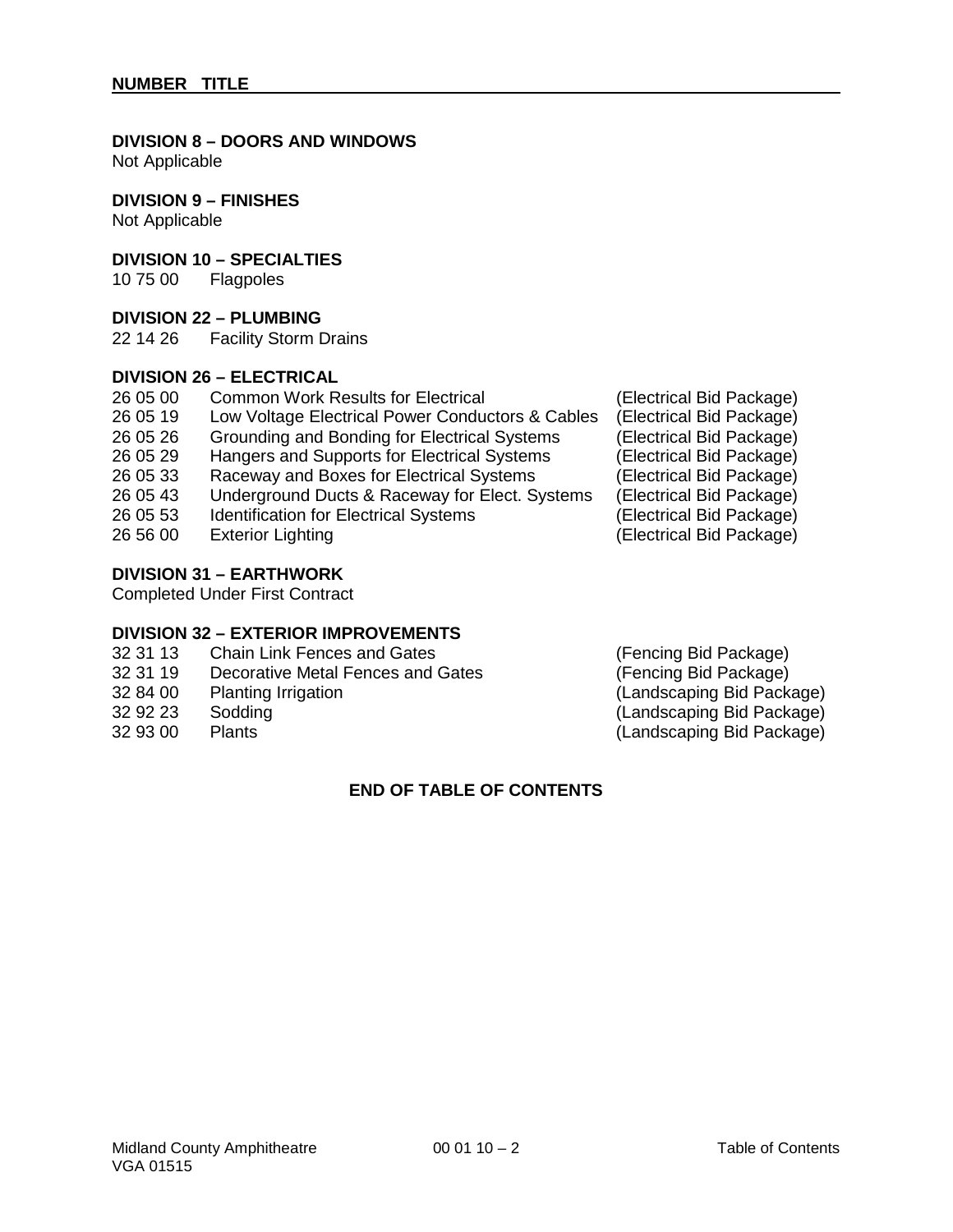**NUMBER TITLE**

**DIVISION 8 – DOORS AND WINDOWS**
Not Applicable

**DIVISION 9 – FINISHES**
Not Applicable

**DIVISION 10 – SPECIALTIES**

| | | |
|---|---|---|
| 10 75 00 | Flagpoles | |

**DIVISION 22 – PLUMBING**

| | | |
|---|---|---|
| 22 14 26 | Facility Storm Drains | |

**DIVISION 26 – ELECTRICAL**

| | | |
|---|---|---|
| 26 05 00 | Common Work Results for Electrical | (Electrical Bid Package) |
| 26 05 19 | Low Voltage Electrical Power Conductors & Cables | (Electrical Bid Package) |
| 26 05 26 | Grounding and Bonding for Electrical Systems | (Electrical Bid Package) |
| 26 05 29 | Hangers and Supports for Electrical Systems | (Electrical Bid Package) |
| 26 05 33 | Raceway and Boxes for Electrical Systems | (Electrical Bid Package) |
| 26 05 43 | Underground Ducts & Raceway for Elect. Systems | (Electrical Bid Package) |
| 26 05 53 | Identification for Electrical Systems | (Electrical Bid Package) |
| 26 56 00 | Exterior Lighting | (Electrical Bid Package) |

**DIVISION 31 – EARTHWORK**
Completed Under First Contract

**DIVISION 32 – EXTERIOR IMPROVEMENTS**

| | | |
|---|---|---|
| 32 31 13 | Chain Link Fences and Gates | (Fencing Bid Package) |
| 32 31 19 | Decorative Metal Fences and Gates | (Fencing Bid Package) |
| 32 84 00 | Planting Irrigation | (Landscaping Bid Package) |
| 32 92 23 | Sodding | (Landscaping Bid Package) |
| 32 93 00 | Plants | (Landscaping Bid Package) |

**END OF TABLE OF CONTENTS**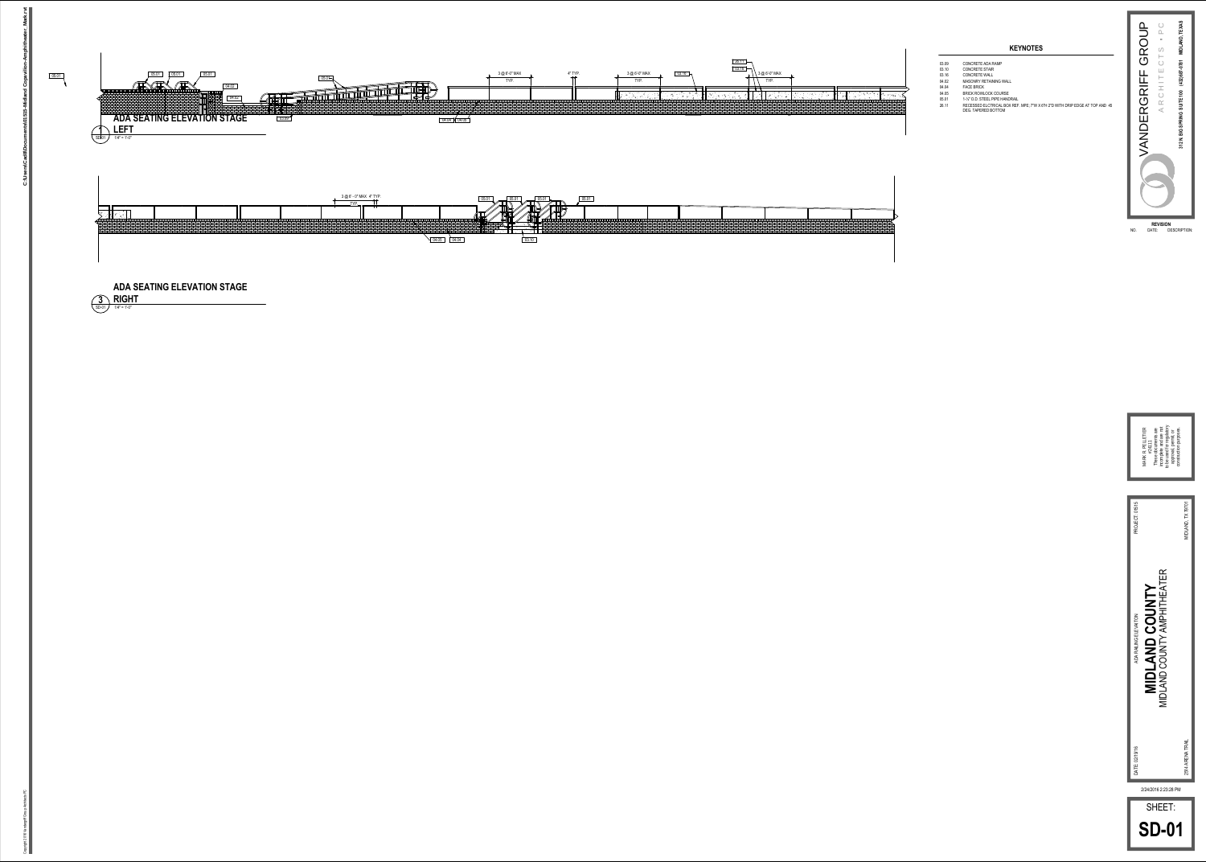# KEYNOTES

| | |
|---|---|
| 03.09 | CONCRETE ADA RAMP |
| 03.10 | CONCRETE STAIR |
| 03.16 | CONCRETE WALL |
| 04.02 | MASONRY RETAINING WALL |
| 04.04 | FACE BRICK |
| 04.05 | BRICK ROWLOCK COURSE |
| 05.01 | 1-½" O.D. STEEL PIPE HANDRAIL |
| 26.11 | RECESSED ELCTRICAL BOX REF. MPE; 7"W X 6"H 2"D WITH DRIP EDGE AT TOP AND 45 DEG. TAPERED BOTTOM |

## 1 ADA SEATING ELEVATION STAGE LEFT

SD-01 1/4" = 1'-0"

3 @ 6'-0" MAX TYP. 4" TYP. 3 @ 6'-0" MAX TYP. 3 @ 6'-0" MAX TYP.

## 3 ADA SEATING ELEVATION STAGE RIGHT

SD-01 1/4" = 1'-0"

3 @ 6' - 0" MAX. 4" TYP. TYP.

VANDERGRIFF GROUP
ARCHITECTS • PC
312 N. BIG SPRING SUITE 100 (432) 687-0781 MIDLAND, TEXAS

REVISION
NO. DATE: DESCRIPTION:

MARK R. PELLETIER
#2211
These documents are incomplete and are not to be used for regulatory approval, permit, or construction purposes.

ADA RAILING ELEVATION
PROJECT: 01515

**MIDLAND COUNTY**
MIDLAND COUNTY AMPHITHEATER

DATE: 02/19/16
2514 ARENA TRAIL
MIDLAND, TX 79701

2/24/2016 2:23:28 PM

SHEET:
**SD-01**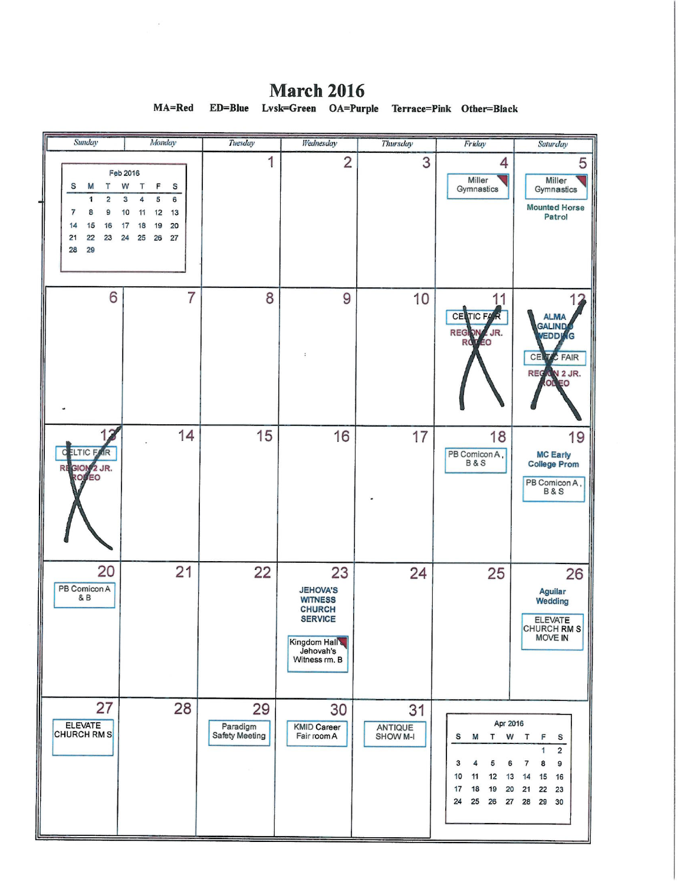# March 2016

**MA=Red ED=Blue Lvsk=Green OA=Purple Terrace=Pink Other=Black**

| Sunday | Monday | Tuesday | Wednesday | Thursday | Friday | Saturday |
|---|---|---|---|---|---|---|
| Feb 2016 | | 1 | 2 | 3 | 4<br>Miller Gymnastics | 5<br>Miller Gymnastics<br>Mounted Horse Patrol |
| 6 | 7 | 8 | 9 | 10 | 11<br>~~CELTIC FAIR~~<br>~~REGION 2 JR. RODEO~~ | 12<br>~~ALMA GALINDO WEDDING~~<br>~~CELTIC FAIR~~<br>~~REGION 2 JR. RODEO~~ |
| 13<br>~~CELTIC FAIR~~<br>~~REGION 2 JR. RODEO~~ | 14 | 15 | 16 | 17 | 18<br>PB Comicon A, B & S | 19<br>MC Early College Prom<br>PB Comicon A, B & S |
| 20<br>PB Comicon A & B | 21 | 22 | 23<br>JEHOVA'S WITNESS CHURCH SERVICE<br>Kingdom Hall Jehovah's Witness rm. B | 24 | 25 | 26<br>Aguilar Wedding<br>ELEVATE CHURCH RM S MOVE IN |
| 27<br>ELEVATE CHURCH RM S | 28 | 29<br>Paradigm Safety Meeting | 30<br>KMID Career Fair room A | 31<br>ANTIQUE SHOW M-I | Apr 2016 | |

**Feb 2016**

| S | M | T | W | T | F | S |
|---|---|---|---|---|---|---|
| | 1 | 2 | 3 | 4 | 5 | 6 |
| 7 | 8 | 9 | 10 | 11 | 12 | 13 |
| 14 | 15 | 16 | 17 | 18 | 19 | 20 |
| 21 | 22 | 23 | 24 | 25 | 26 | 27 |
| 28 | 29 | | | | | |

**Apr 2016**

| S | M | T | W | T | F | S |
|---|---|---|---|---|---|---|
| | | | | | 1 | 2 |
| 3 | 4 | 5 | 6 | 7 | 8 | 9 |
| 10 | 11 | 12 | 13 | 14 | 15 | 16 |
| 17 | 18 | 19 | 20 | 21 | 22 | 23 |
| 24 | 25 | 26 | 27 | 28 | 29 | 30 |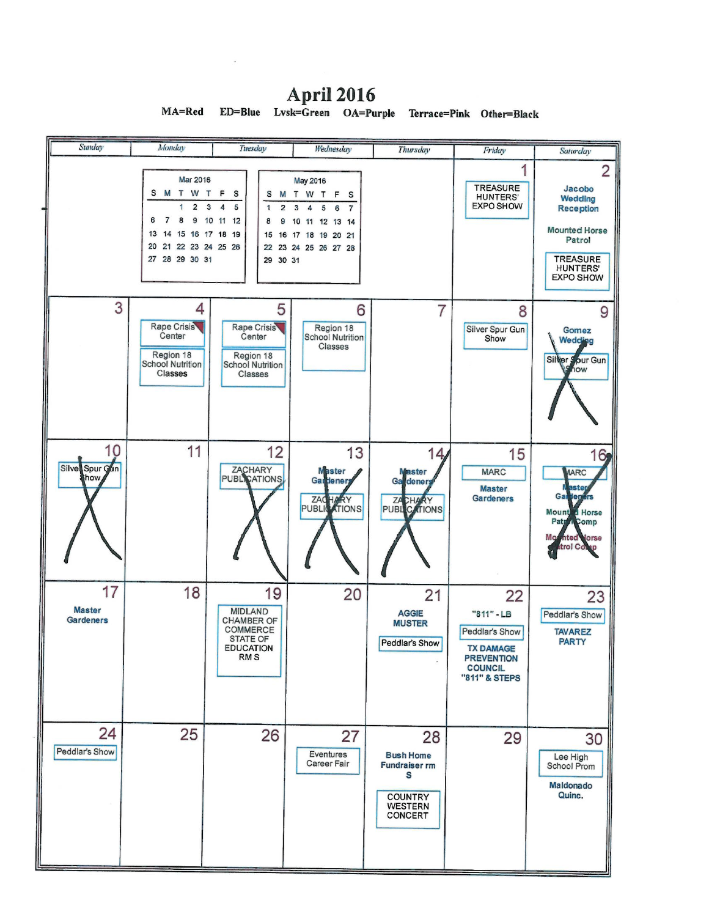# April 2016

MA=Red ED=Blue Lvsk=Green OA=Purple Terrace=Pink Other=Black

| Sunday | Monday | Tuesday | Wednesday | Thursday | Friday | Saturday |
|---|---|---|---|---|---|---|
| | | | | | 1 TREASURE HUNTERS' EXPO SHOW | 2 Jacobo Wedding Reception; Mounted Horse Patrol; TREASURE HUNTERS' EXPO SHOW |
| 3 | 4 Rape Crisis Center; Region 18 School Nutrition Classes | 5 Rape Crisis Center; Region 18 School Nutrition Classes | 6 Region 18 School Nutrition Classes | 7 | 8 Silver Spur Gun Show | 9 Gomez Wedding; Silver Spur Gun Show |
| 10 Silver Spur Gun Show | 11 | 12 ZACHARY PUBLICATIONS | 13 Master Gardeners; ZACHARY PUBLICATIONS | 14 Master Gardeners; ZACHARY PUBLICATIONS | 15 MARC; Master Gardeners | 16 MARC; Master Gardeners; Mounted Horse Patrol Comp; Mounted Horse Patrol Comp |
| 17 Master Gardeners | 18 | 19 MIDLAND CHAMBER OF COMMERCE STATE OF EDUCATION RM S | 20 | 21 AGGIE MUSTER; Peddlar's Show | 22 "811" - LB; Peddlar's Show; TX DAMAGE PREVENTION COUNCIL "811" & STEPS | 23 Peddlar's Show; TAVAREZ PARTY |
| 24 Peddlar's Show | 25 | 26 | 27 Eventures Career Fair | 28 Bush Home Fundraiser rm S; COUNTRY WESTERN CONCERT | 29 | 30 Lee High School Prom; Maldonado Quinc. |

| Mar 2016 | | | | | | |
|---|---|---|---|---|---|---|
| S | M | T | W | T | F | S |
| | | 1 | 2 | 3 | 4 | 5 |
| 6 | 7 | 8 | 9 | 10 | 11 | 12 |
| 13 | 14 | 15 | 16 | 17 | 18 | 19 |
| 20 | 21 | 22 | 23 | 24 | 25 | 26 |
| 27 | 28 | 29 | 30 | 31 | | |

| May 2016 | | | | | | |
|---|---|---|---|---|---|---|
| S | M | T | W | T | F | S |
| 1 | 2 | 3 | 4 | 5 | 6 | 7 |
| 8 | 9 | 10 | 11 | 12 | 13 | 14 |
| 15 | 16 | 17 | 18 | 19 | 20 | 21 |
| 22 | 23 | 24 | 25 | 26 | 27 | 28 |
| 29 | 30 | 31 | | | | |